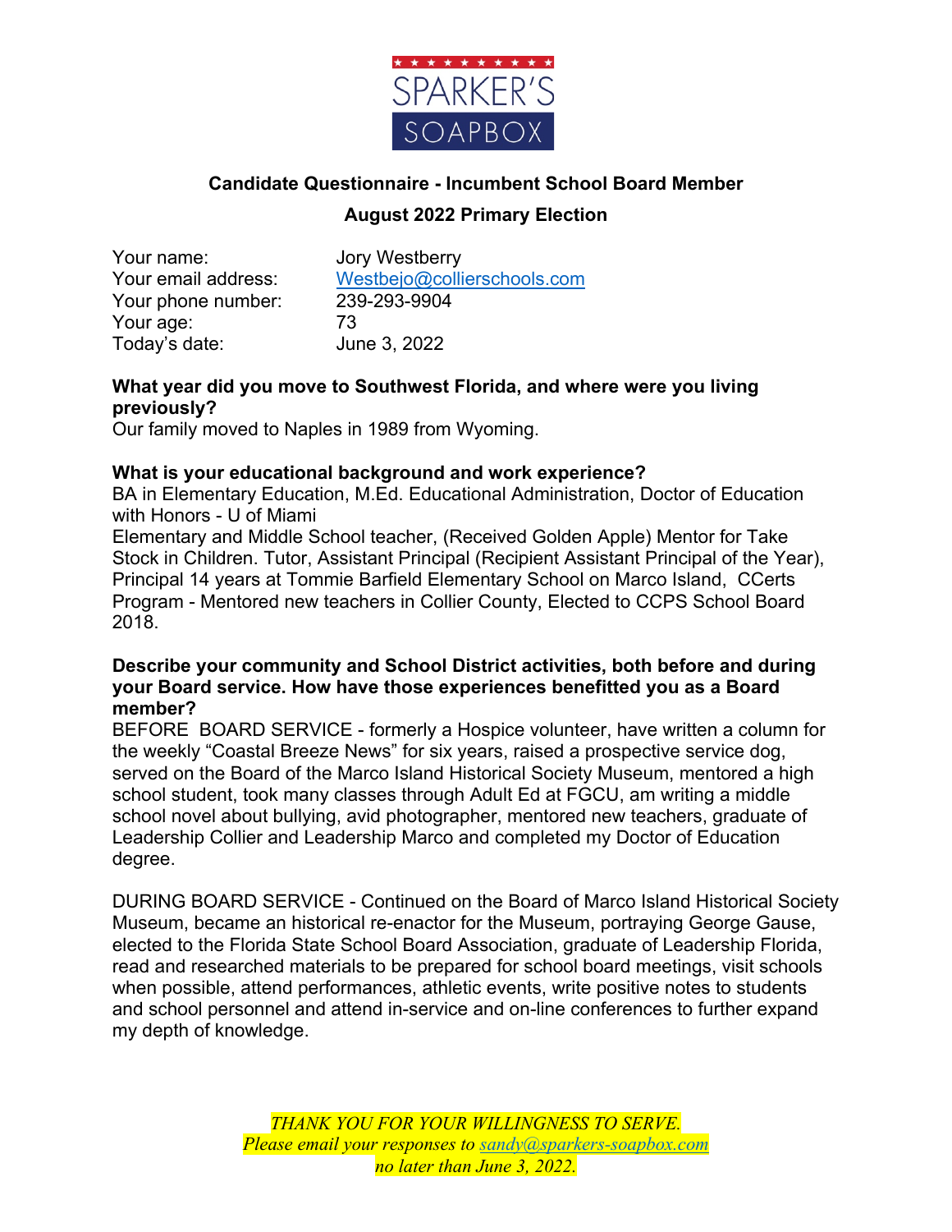SPARKER'S SOAPBOX

## Candidate Questionnaire - Incumbent School Board Member

## August 2022 Primary Election

| | |
|---|---|
| Your name: | Jory Westberry |
| Your email address: | Westbejo@collierschools.com |
| Your phone number: | 239-293-9904 |
| Your age: | 73 |
| Today's date: | June 3, 2022 |

**What year did you move to Southwest Florida, and where were you living previously?**

Our family moved to Naples in 1989 from Wyoming.

**What is your educational background and work experience?**

BA in Elementary Education, M.Ed. Educational Administration, Doctor of Education with Honors - U of Miami

Elementary and Middle School teacher, (Received Golden Apple) Mentor for Take Stock in Children. Tutor, Assistant Principal (Recipient Assistant Principal of the Year), Principal 14 years at Tommie Barfield Elementary School on Marco Island, CCerts Program - Mentored new teachers in Collier County, Elected to CCPS School Board 2018.

**Describe your community and School District activities, both before and during your Board service. How have those experiences benefitted you as a Board member?**

BEFORE BOARD SERVICE - formerly a Hospice volunteer, have written a column for the weekly "Coastal Breeze News" for six years, raised a prospective service dog, served on the Board of the Marco Island Historical Society Museum, mentored a high school student, took many classes through Adult Ed at FGCU, am writing a middle school novel about bullying, avid photographer, mentored new teachers, graduate of Leadership Collier and Leadership Marco and completed my Doctor of Education degree.

DURING BOARD SERVICE - Continued on the Board of Marco Island Historical Society Museum, became an historical re-enactor for the Museum, portraying George Gause, elected to the Florida State School Board Association, graduate of Leadership Florida, read and researched materials to be prepared for school board meetings, visit schools when possible, attend performances, athletic events, write positive notes to students and school personnel and attend in-service and on-line conferences to further expand my depth of knowledge.

*THANK YOU FOR YOUR WILLINGNESS TO SERVE.*
*Please email your responses to sandy@sparkers-soapbox.com*
*no later than June 3, 2022.*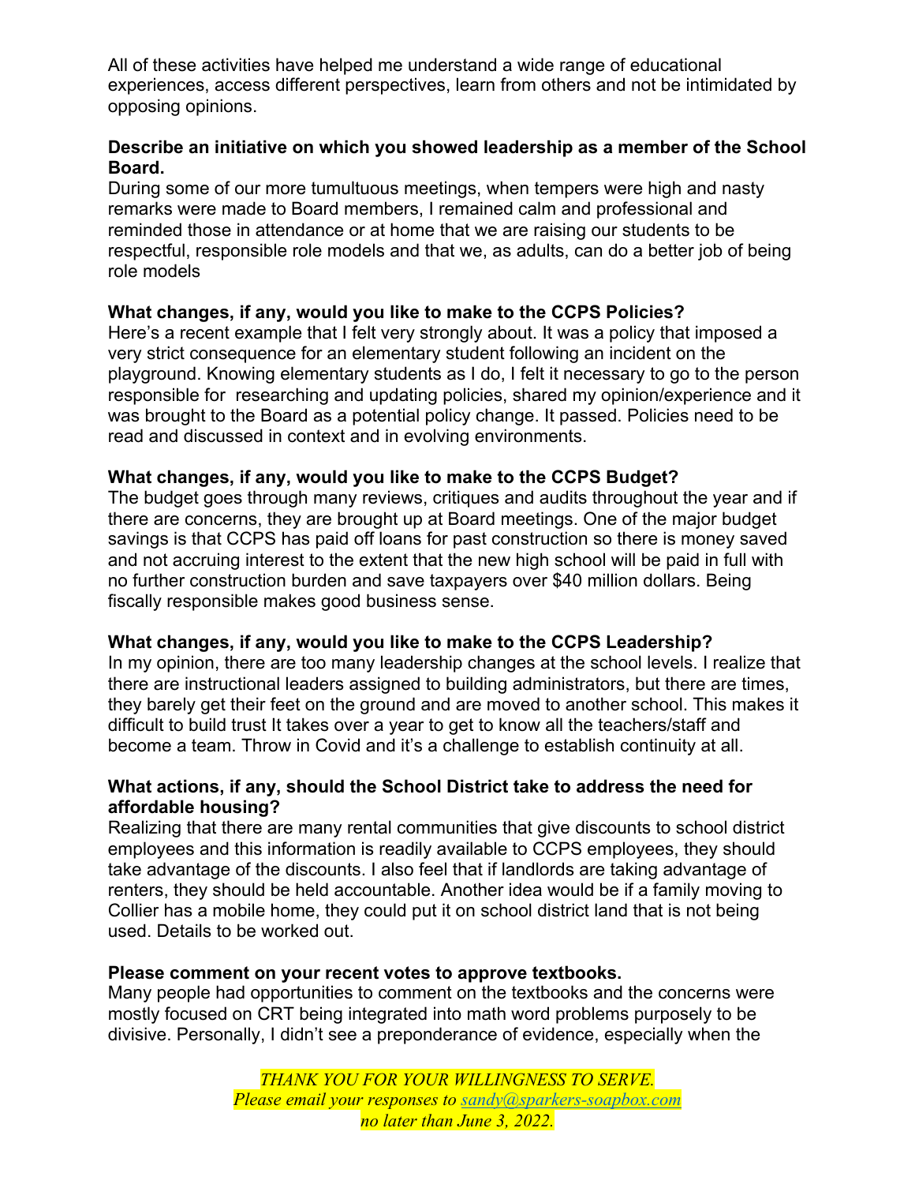All of these activities have helped me understand a wide range of educational experiences, access different perspectives, learn from others and not be intimidated by opposing opinions.

**Describe an initiative on which you showed leadership as a member of the School Board.**

During some of our more tumultuous meetings, when tempers were high and nasty remarks were made to Board members, I remained calm and professional and reminded those in attendance or at home that we are raising our students to be respectful, responsible role models and that we, as adults, can do a better job of being role models

**What changes, if any, would you like to make to the CCPS Policies?**

Here's a recent example that I felt very strongly about. It was a policy that imposed a very strict consequence for an elementary student following an incident on the playground. Knowing elementary students as I do, I felt it necessary to go to the person responsible for researching and updating policies, shared my opinion/experience and it was brought to the Board as a potential policy change. It passed. Policies need to be read and discussed in context and in evolving environments.

**What changes, if any, would you like to make to the CCPS Budget?**

The budget goes through many reviews, critiques and audits throughout the year and if there are concerns, they are brought up at Board meetings. One of the major budget savings is that CCPS has paid off loans for past construction so there is money saved and not accruing interest to the extent that the new high school will be paid in full with no further construction burden and save taxpayers over $40 million dollars. Being fiscally responsible makes good business sense.

**What changes, if any, would you like to make to the CCPS Leadership?**

In my opinion, there are too many leadership changes at the school levels. I realize that there are instructional leaders assigned to building administrators, but there are times, they barely get their feet on the ground and are moved to another school. This makes it difficult to build trust It takes over a year to get to know all the teachers/staff and become a team. Throw in Covid and it's a challenge to establish continuity at all.

**What actions, if any, should the School District take to address the need for affordable housing?**

Realizing that there are many rental communities that give discounts to school district employees and this information is readily available to CCPS employees, they should take advantage of the discounts. I also feel that if landlords are taking advantage of renters, they should be held accountable. Another idea would be if a family moving to Collier has a mobile home, they could put it on school district land that is not being used. Details to be worked out.

**Please comment on your recent votes to approve textbooks.**

Many people had opportunities to comment on the textbooks and the concerns were mostly focused on CRT being integrated into math word problems purposely to be divisive. Personally, I didn't see a preponderance of evidence, especially when the

*THANK YOU FOR YOUR WILLINGNESS TO SERVE.*
*Please email your responses to sandy@sparkers-soapbox.com*
*no later than June 3, 2022.*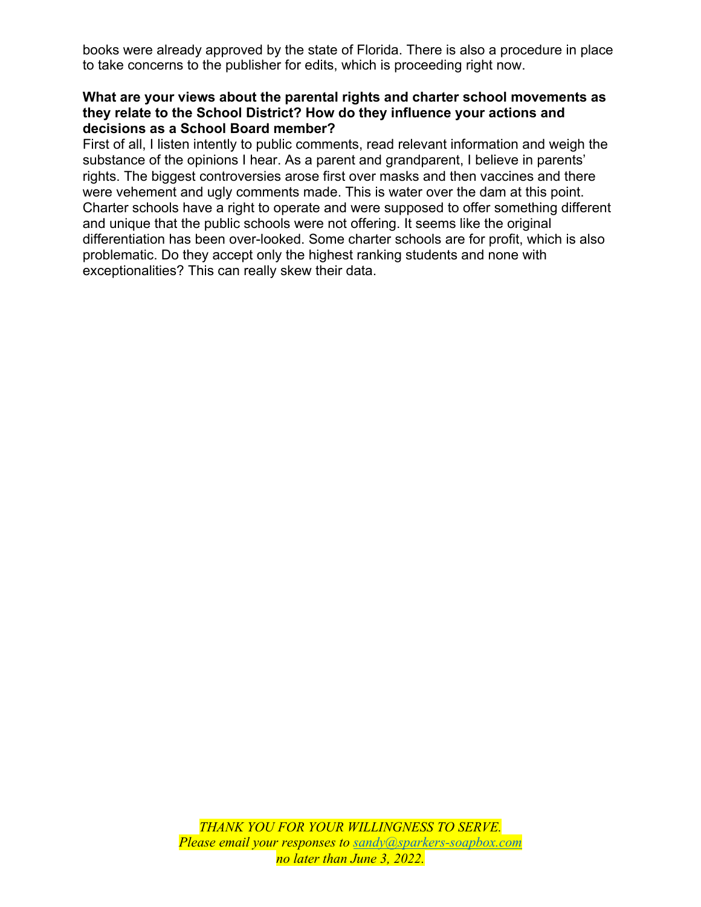books were already approved by the state of Florida. There is also a procedure in place to take concerns to the publisher for edits, which is proceeding right now.

**What are your views about the parental rights and charter school movements as they relate to the School District? How do they influence your actions and decisions as a School Board member?**

First of all, I listen intently to public comments, read relevant information and weigh the substance of the opinions I hear. As a parent and grandparent, I believe in parents' rights. The biggest controversies arose first over masks and then vaccines and there were vehement and ugly comments made. This is water over the dam at this point. Charter schools have a right to operate and were supposed to offer something different and unique that the public schools were not offering. It seems like the original differentiation has been over-looked. Some charter schools are for profit, which is also problematic. Do they accept only the highest ranking students and none with exceptionalities? This can really skew their data.

*THANK YOU FOR YOUR WILLINGNESS TO SERVE.*
*Please email your responses to [sandy@sparkers-soapbox.com](mailto:sandy@sparkers-soapbox.com)*
*no later than June 3, 2022.*